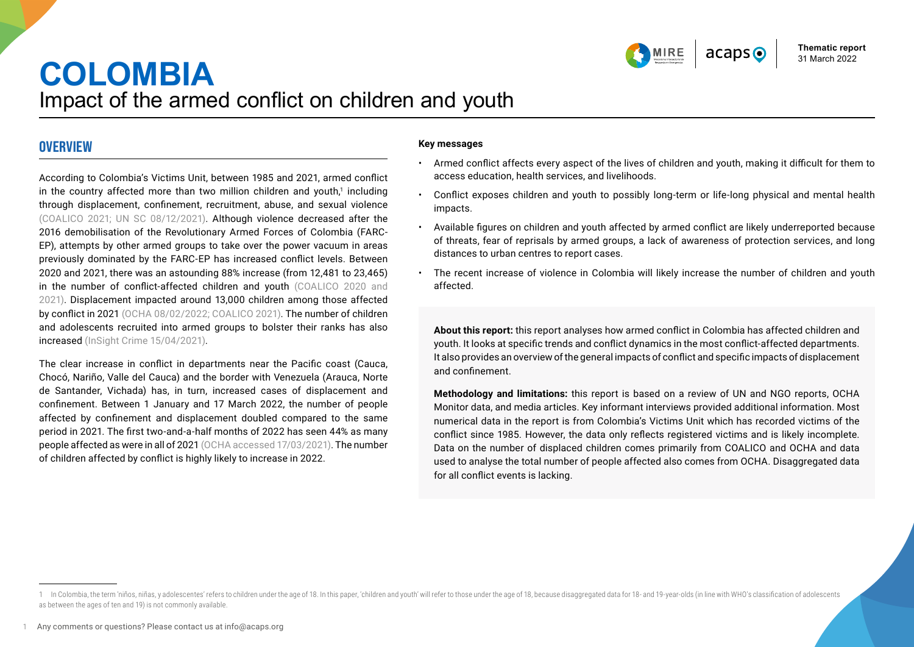Thematic report
31 March 2022

# COLOMBIA

## Impact of the armed conflict on children and youth

## OVERVIEW

According to Colombia's Victims Unit, between 1985 and 2021, armed conflict in the country affected more than two million children and youth,[1] including through displacement, confinement, recruitment, abuse, and sexual violence (COALICO 2021; UN SC 08/12/2021). Although violence decreased after the 2016 demobilisation of the Revolutionary Armed Forces of Colombia (FARC-EP), attempts by other armed groups to take over the power vacuum in areas previously dominated by the FARC-EP has increased conflict levels. Between 2020 and 2021, there was an astounding 88% increase (from 12,481 to 23,465) in the number of conflict-affected children and youth (COALICO 2020 and 2021). Displacement impacted around 13,000 children among those affected by conflict in 2021 (OCHA 08/02/2022; COALICO 2021). The number of children and adolescents recruited into armed groups to bolster their ranks has also increased (InSight Crime 15/04/2021).

The clear increase in conflict in departments near the Pacific coast (Cauca, Chocó, Nariño, Valle del Cauca) and the border with Venezuela (Arauca, Norte de Santander, Vichada) has, in turn, increased cases of displacement and confinement. Between 1 January and 17 March 2022, the number of people affected by confinement and displacement doubled compared to the same period in 2021. The first two-and-a-half months of 2022 has seen 44% as many people affected as were in all of 2021 (OCHA accessed 17/03/2021). The number of children affected by conflict is highly likely to increase in 2022.

**Key messages**

- Armed conflict affects every aspect of the lives of children and youth, making it difficult for them to access education, health services, and livelihoods.
- Conflict exposes children and youth to possibly long-term or life-long physical and mental health impacts.
- Available figures on children and youth affected by armed conflict are likely underreported because of threats, fear of reprisals by armed groups, a lack of awareness of protection services, and long distances to urban centres to report cases.
- The recent increase of violence in Colombia will likely increase the number of children and youth affected.

**About this report:** this report analyses how armed conflict in Colombia has affected children and youth. It looks at specific trends and conflict dynamics in the most conflict-affected departments. It also provides an overview of the general impacts of conflict and specific impacts of displacement and confinement.

**Methodology and limitations:** this report is based on a review of UN and NGO reports, OCHA Monitor data, and media articles. Key informant interviews provided additional information. Most numerical data in the report is from Colombia's Victims Unit which has recorded victims of the conflict since 1985. However, the data only reflects registered victims and is likely incomplete. Data on the number of displaced children comes primarily from COALICO and OCHA and data used to analyse the total number of people affected also comes from OCHA. Disaggregated data for all conflict events is lacking.

---

[1] In Colombia, the term 'niños, niñas, y adolescentes' refers to children under the age of 18. In this paper, 'children and youth' will refer to those under the age of 18, because disaggregated data for 18- and 19-year-olds (in line with WHO's classification of adolescents as between the ages of ten and 19) is not commonly available.

Any comments or questions? Please contact us at info@acaps.org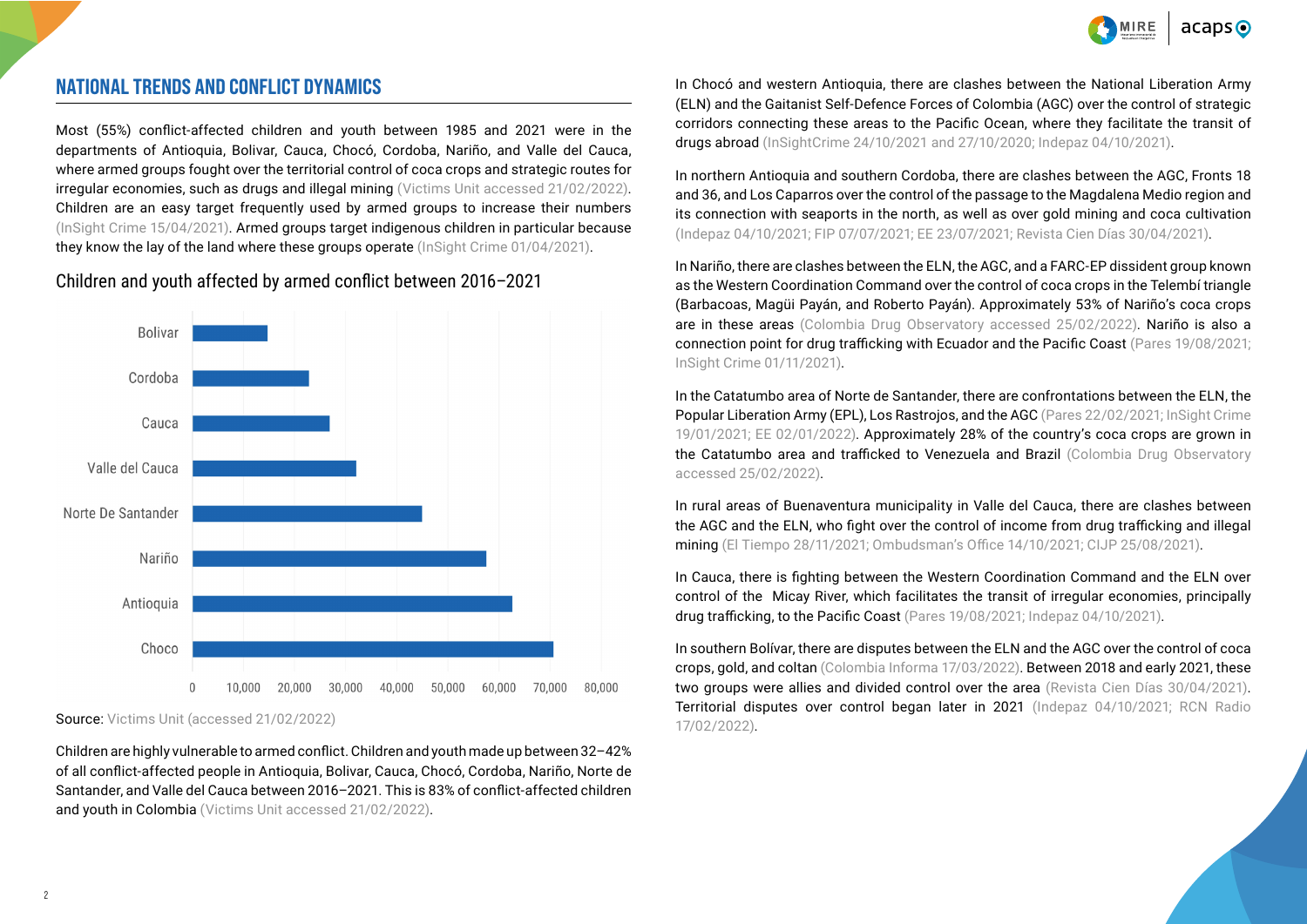## NATIONAL TRENDS AND CONFLICT DYNAMICS

Most (55%) conflict-affected children and youth between 1985 and 2021 were in the departments of Antioquia, Bolivar, Cauca, Chocó, Cordoba, Nariño, and Valle del Cauca, where armed groups fought over the territorial control of coca crops and strategic routes for irregular economies, such as drugs and illegal mining (Victims Unit accessed 21/02/2022). Children are an easy target frequently used by armed groups to increase their numbers (InSight Crime 15/04/2021). Armed groups target indigenous children in particular because they know the lay of the land where these groups operate (InSight Crime 01/04/2021).

### Children and youth affected by armed conflict between 2016–2021

Source: Victims Unit (accessed 21/02/2022)

Children are highly vulnerable to armed conflict. Children and youth made up between 32–42% of all conflict-affected people in Antioquia, Bolivar, Cauca, Chocó, Cordoba, Nariño, Norte de Santander, and Valle del Cauca between 2016–2021. This is 83% of conflict-affected children and youth in Colombia (Victims Unit accessed 21/02/2022).

In Chocó and western Antioquia, there are clashes between the National Liberation Army (ELN) and the Gaitanist Self-Defence Forces of Colombia (AGC) over the control of strategic corridors connecting these areas to the Pacific Ocean, where they facilitate the transit of drugs abroad (InSightCrime 24/10/2021 and 27/10/2020; Indepaz 04/10/2021).

In northern Antioquia and southern Cordoba, there are clashes between the AGC, Fronts 18 and 36, and Los Caparros over the control of the passage to the Magdalena Medio region and its connection with seaports in the north, as well as over gold mining and coca cultivation (Indepaz 04/10/2021; FIP 07/07/2021; EE 23/07/2021; Revista Cien Días 30/04/2021).

In Nariño, there are clashes between the ELN, the AGC, and a FARC-EP dissident group known as the Western Coordination Command over the control of coca crops in the Telembí triangle (Barbacoas, Magüi Payán, and Roberto Payán). Approximately 53% of Nariño's coca crops are in these areas (Colombia Drug Observatory accessed 25/02/2022). Nariño is also a connection point for drug trafficking with Ecuador and the Pacific Coast (Pares 19/08/2021; InSight Crime 01/11/2021).

In the Catatumbo area of Norte de Santander, there are confrontations between the ELN, the Popular Liberation Army (EPL), Los Rastrojos, and the AGC (Pares 22/02/2021; InSight Crime 19/01/2021; EE 02/01/2022). Approximately 28% of the country's coca crops are grown in the Catatumbo area and trafficked to Venezuela and Brazil (Colombia Drug Observatory accessed 25/02/2022).

In rural areas of Buenaventura municipality in Valle del Cauca, there are clashes between the AGC and the ELN, who fight over the control of income from drug trafficking and illegal mining (El Tiempo 28/11/2021; Ombudsman's Office 14/10/2021; CIJP 25/08/2021).

In Cauca, there is fighting between the Western Coordination Command and the ELN over control of the Micay River, which facilitates the transit of irregular economies, principally drug trafficking, to the Pacific Coast (Pares 19/08/2021; Indepaz 04/10/2021).

In southern Bolívar, there are disputes between the ELN and the AGC over the control of coca crops, gold, and coltan (Colombia Informa 17/03/2022). Between 2018 and early 2021, these two groups were allies and divided control over the area (Revista Cien Días 30/04/2021). Territorial disputes over control began later in 2021 (Indepaz 04/10/2021; RCN Radio 17/02/2022).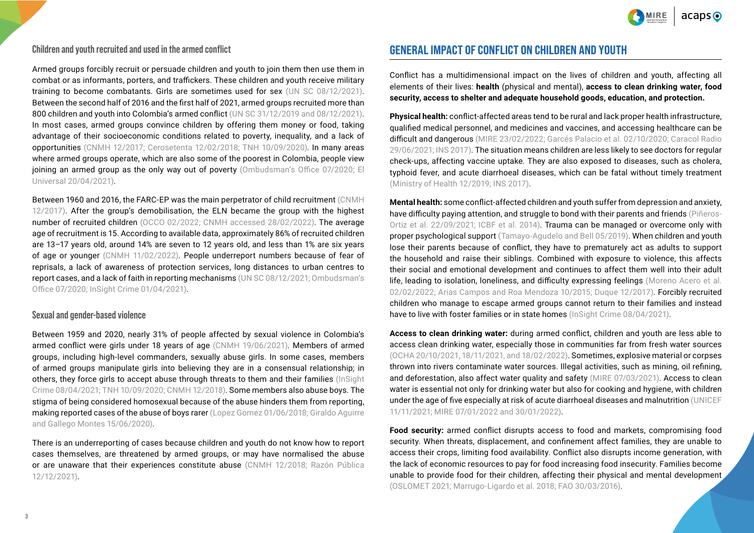### Children and youth recruited and used in the armed conflict

Armed groups forcibly recruit or persuade children and youth to join them then use them in combat or as informants, porters, and traffickers. These children and youth receive military training to become combatants. Girls are sometimes used for sex (UN SC 08/12/2021). Between the second half of 2016 and the first half of 2021, armed groups recruited more than 800 children and youth into Colombia's armed conflict (UN SC 31/12/2019 and 08/12/2021). In most cases, armed groups convince children by offering them money or food, taking advantage of their socioeconomic conditions related to poverty, inequality, and a lack of opportunities (CNMH 12/2017; Cerosetenta 12/02/2018; TNH 10/09/2020). In many areas where armed groups operate, which are also some of the poorest in Colombia, people view joining an armed group as the only way out of poverty (Ombudsman's Office 07/2020; El Universal 20/04/2021).

Between 1960 and 2016, the FARC-EP was the main perpetrator of child recruitment (CNMH 12/2017). After the group's demobilisation, the ELN became the group with the highest number of recruited children (OCCO 02/2022; CNMH accessed 28/02/2022). The average age of recruitment is 15. According to available data, approximately 86% of recruited children are 13–17 years old, around 14% are seven to 12 years old, and less than 1% are six years of age or younger (CNMH 11/02/2022). People underreport numbers because of fear of reprisals, a lack of awareness of protection services, long distances to urban centres to report cases, and a lack of faith in reporting mechanisms (UN SC 08/12/2021; Ombudsman's Office 07/2020; InSight Crime 01/04/2021).

### Sexual and gender-based violence

Between 1959 and 2020, nearly 31% of people affected by sexual violence in Colombia's armed conflict were girls under 18 years of age (CNMH 19/06/2021). Members of armed groups, including high-level commanders, sexually abuse girls. In some cases, members of armed groups manipulate girls into believing they are in a consensual relationship; in others, they force girls to accept abuse through threats to them and their families (InSight Crime 08/04/2021; TNH 10/09/2020; CNMH 12/2018). Some members also abuse boys. The stigma of being considered homosexual because of the abuse hinders them from reporting, making reported cases of the abuse of boys rarer (Lopez Gomez 01/06/2018; Giraldo Aguirre and Gallego Montes 15/06/2020).

There is an underreporting of cases because children and youth do not know how to report cases themselves, are threatened by armed groups, or may have normalised the abuse or are unaware that their experiences constitute abuse (CNMH 12/2018; Razón Pública 12/12/2021).

## GENERAL IMPACT OF CONFLICT ON CHILDREN AND YOUTH

Conflict has a multidimensional impact on the lives of children and youth, affecting all elements of their lives: **health** (physical and mental), **access to clean drinking water, food security, access to shelter and adequate household goods, education, and protection.**

**Physical health:** conflict-affected areas tend to be rural and lack proper health infrastructure, qualified medical personnel, and medicines and vaccines, and accessing healthcare can be difficult and dangerous (MIRE 23/02/2022; Garcés Palacio et al. 02/10/2020; Caracol Radio 29/06/2021; INS 2017). The situation means children are less likely to see doctors for regular check-ups, affecting vaccine uptake. They are also exposed to diseases, such as cholera, typhoid fever, and acute diarrhoeal diseases, which can be fatal without timely treatment (Ministry of Health 12/2019; INS 2017).

**Mental health:** some conflict-affected children and youth suffer from depression and anxiety, have difficulty paying attention, and struggle to bond with their parents and friends (Piñeros-Ortiz et al. 22/09/2021; ICBF et al. 2014). Trauma can be managed or overcome only with proper psychological support (Tamayo-Agudelo and Bell 05/2019). When children and youth lose their parents because of conflict, they have to prematurely act as adults to support the household and raise their siblings. Combined with exposure to violence, this affects their social and emotional development and continues to affect them well into their adult life, leading to isolation, loneliness, and difficulty expressing feelings (Moreno Acero et al. 02/02/2022; Arias Campos and Roa Mendoza 10/2015; Duque 12/2017). Forcibly recruited children who manage to escape armed groups cannot return to their families and instead have to live with foster families or in state homes (InSight Crime 08/04/2021).

**Access to clean drinking water:** during armed conflict, children and youth are less able to access clean drinking water, especially those in communities far from fresh water sources (OCHA 20/10/2021, 18/11/2021, and 18/02/2022). Sometimes, explosive material or corpses thrown into rivers contaminate water sources. Illegal activities, such as mining, oil refining, and deforestation, also affect water quality and safety (MIRE 07/03/2021). Access to clean water is essential not only for drinking water but also for cooking and hygiene, with children under the age of five especially at risk of acute diarrhoeal diseases and malnutrition (UNICEF 11/11/2021; MIRE 07/01/2022 and 30/01/2022).

**Food security:** armed conflict disrupts access to food and markets, compromising food security. When threats, displacement, and confinement affect families, they are unable to access their crops, limiting food availability. Conflict also disrupts income generation, with the lack of economic resources to pay for food increasing food insecurity. Families become unable to provide food for their children, affecting their physical and mental development (OSLOMET 2021; Marrugo-Ligardo et al. 2018; FAO 30/03/2016).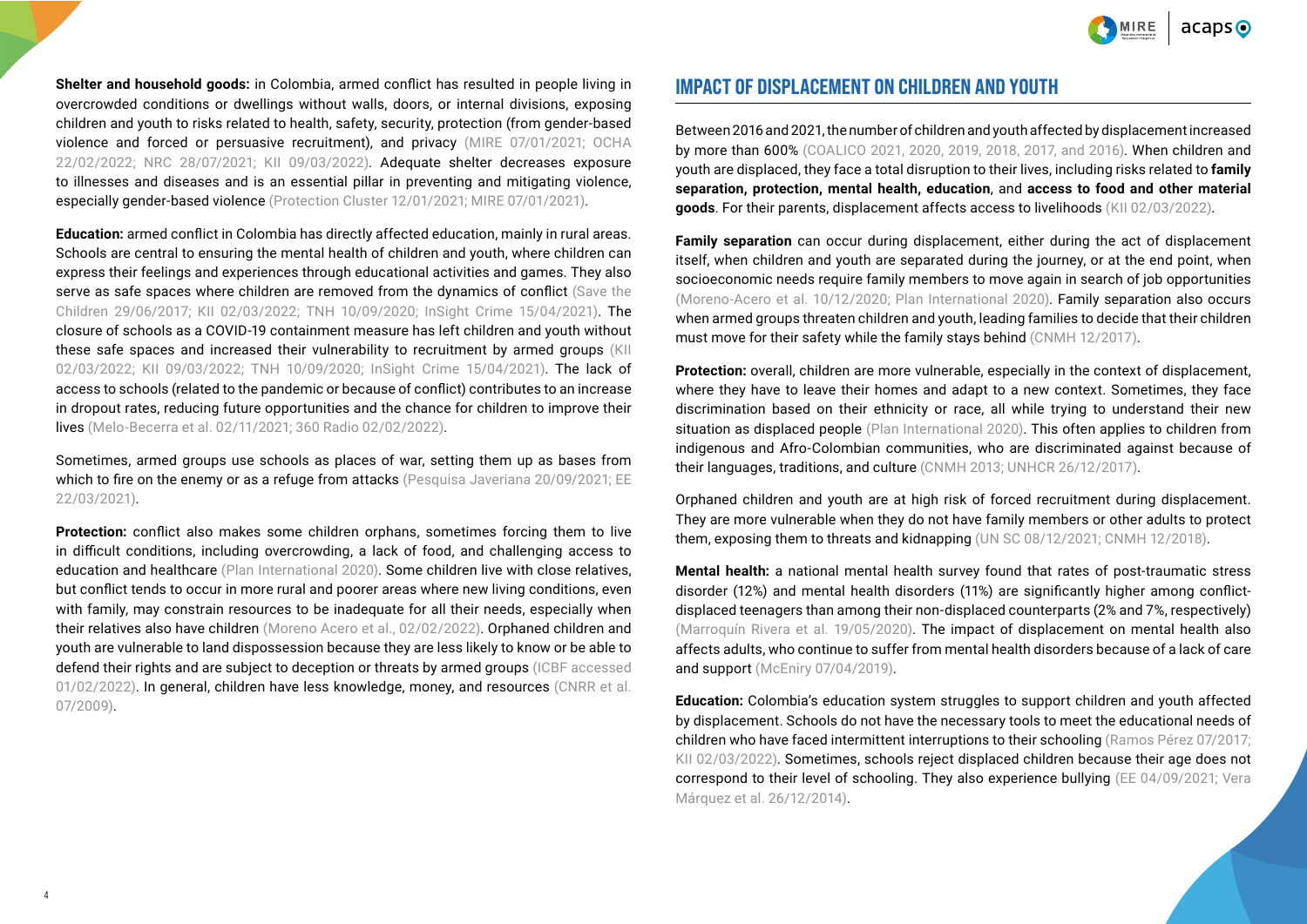**Shelter and household goods:** in Colombia, armed conflict has resulted in people living in overcrowded conditions or dwellings without walls, doors, or internal divisions, exposing children and youth to risks related to health, safety, security, protection (from gender-based violence and forced or persuasive recruitment), and privacy (MIRE 07/01/2021; OCHA 22/02/2022; NRC 28/07/2021; KII 09/03/2022). Adequate shelter decreases exposure to illnesses and diseases and is an essential pillar in preventing and mitigating violence, especially gender-based violence (Protection Cluster 12/01/2021; MIRE 07/01/2021).

**Education:** armed conflict in Colombia has directly affected education, mainly in rural areas. Schools are central to ensuring the mental health of children and youth, where children can express their feelings and experiences through educational activities and games. They also serve as safe spaces where children are removed from the dynamics of conflict (Save the Children 29/06/2017; KII 02/03/2022; TNH 10/09/2020; InSight Crime 15/04/2021). The closure of schools as a COVID-19 containment measure has left children and youth without these safe spaces and increased their vulnerability to recruitment by armed groups (KII 02/03/2022; KII 09/03/2022; TNH 10/09/2020; InSight Crime 15/04/2021). The lack of access to schools (related to the pandemic or because of conflict) contributes to an increase in dropout rates, reducing future opportunities and the chance for children to improve their lives (Melo-Becerra et al. 02/11/2021; 360 Radio 02/02/2022).

Sometimes, armed groups use schools as places of war, setting them up as bases from which to fire on the enemy or as a refuge from attacks (Pesquisa Javeriana 20/09/2021; EE 22/03/2021).

**Protection:** conflict also makes some children orphans, sometimes forcing them to live in difficult conditions, including overcrowding, a lack of food, and challenging access to education and healthcare (Plan International 2020). Some children live with close relatives, but conflict tends to occur in more rural and poorer areas where new living conditions, even with family, may constrain resources to be inadequate for all their needs, especially when their relatives also have children (Moreno Acero et al., 02/02/2022). Orphaned children and youth are vulnerable to land dispossession because they are less likely to know or be able to defend their rights and are subject to deception or threats by armed groups (ICBF accessed 01/02/2022). In general, children have less knowledge, money, and resources (CNRR et al. 07/2009).

## IMPACT OF DISPLACEMENT ON CHILDREN AND YOUTH

Between 2016 and 2021, the number of children and youth affected by displacement increased by more than 600% (COALICO 2021, 2020, 2019, 2018, 2017, and 2016). When children and youth are displaced, they face a total disruption to their lives, including risks related to **family separation, protection, mental health, education**, and **access to food and other material goods**. For their parents, displacement affects access to livelihoods (KII 02/03/2022).

**Family separation** can occur during displacement, either during the act of displacement itself, when children and youth are separated during the journey, or at the end point, when socioeconomic needs require family members to move again in search of job opportunities (Moreno-Acero et al. 10/12/2020; Plan International 2020). Family separation also occurs when armed groups threaten children and youth, leading families to decide that their children must move for their safety while the family stays behind (CNMH 12/2017).

**Protection:** overall, children are more vulnerable, especially in the context of displacement, where they have to leave their homes and adapt to a new context. Sometimes, they face discrimination based on their ethnicity or race, all while trying to understand their new situation as displaced people (Plan International 2020). This often applies to children from indigenous and Afro-Colombian communities, who are discriminated against because of their languages, traditions, and culture (CNMH 2013; UNHCR 26/12/2017).

Orphaned children and youth are at high risk of forced recruitment during displacement. They are more vulnerable when they do not have family members or other adults to protect them, exposing them to threats and kidnapping (UN SC 08/12/2021; CNMH 12/2018).

**Mental health:** a national mental health survey found that rates of post-traumatic stress disorder (12%) and mental health disorders (11%) are significantly higher among conflict-displaced teenagers than among their non-displaced counterparts (2% and 7%, respectively) (Marroquín Rivera et al. 19/05/2020). The impact of displacement on mental health also affects adults, who continue to suffer from mental health disorders because of a lack of care and support (McEniry 07/04/2019).

**Education:** Colombia's education system struggles to support children and youth affected by displacement. Schools do not have the necessary tools to meet the educational needs of children who have faced intermittent interruptions to their schooling (Ramos Pérez 07/2017; KII 02/03/2022). Sometimes, schools reject displaced children because their age does not correspond to their level of schooling. They also experience bullying (EE 04/09/2021; Vera Márquez et al. 26/12/2014).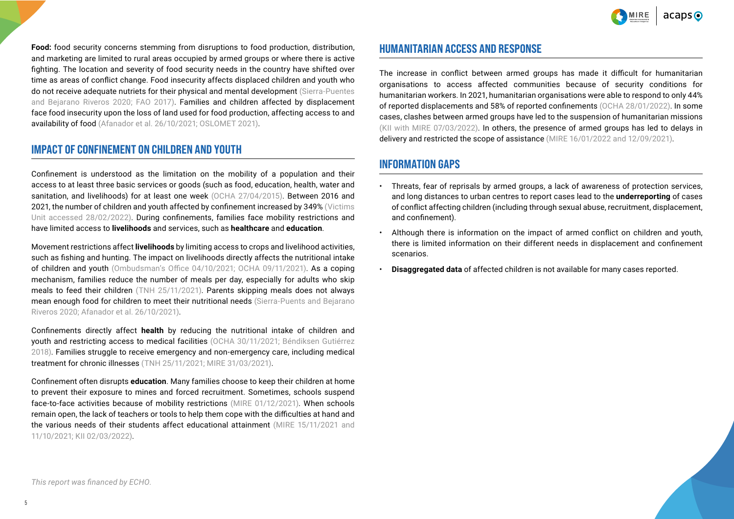**Food:** food security concerns stemming from disruptions to food production, distribution, and marketing are limited to rural areas occupied by armed groups or where there is active fighting. The location and severity of food security needs in the country have shifted over time as areas of conflict change. Food insecurity affects displaced children and youth who do not receive adequate nutriets for their physical and mental development (Sierra-Puentes and Bejarano Riveros 2020; FAO 2017). Families and children affected by displacement face food insecurity upon the loss of land used for food production, affecting access to and availability of food (Afanador et al. 26/10/2021; OSLOMET 2021).

## IMPACT OF CONFINEMENT ON CHILDREN AND YOUTH

Confinement is understood as the limitation on the mobility of a population and their access to at least three basic services or goods (such as food, education, health, water and sanitation, and livelihoods) for at least one week (OCHA 27/04/2015). Between 2016 and 2021, the number of children and youth affected by confinement increased by 349% (Victims Unit accessed 28/02/2022). During confinements, families face mobility restrictions and have limited access to **livelihoods** and services, such as **healthcare** and **education**.

Movement restrictions affect **livelihoods** by limiting access to crops and livelihood activities, such as fishing and hunting. The impact on livelihoods directly affects the nutritional intake of children and youth (Ombudsman's Office 04/10/2021; OCHA 09/11/2021). As a coping mechanism, families reduce the number of meals per day, especially for adults who skip meals to feed their children (TNH 25/11/2021). Parents skipping meals does not always mean enough food for children to meet their nutritional needs (Sierra-Puents and Bejarano Riveros 2020; Afanador et al. 26/10/2021).

Confinements directly affect **health** by reducing the nutritional intake of children and youth and restricting access to medical facilities (OCHA 30/11/2021; Béndiksen Gutiérrez 2018). Families struggle to receive emergency and non-emergency care, including medical treatment for chronic illnesses (TNH 25/11/2021; MIRE 31/03/2021).

Confinement often disrupts **education**. Many families choose to keep their children at home to prevent their exposure to mines and forced recruitment. Sometimes, schools suspend face-to-face activities because of mobility restrictions (MIRE 01/12/2021). When schools remain open, the lack of teachers or tools to help them cope with the difficulties at hand and the various needs of their students affect educational attainment (MIRE 15/11/2021 and 11/10/2021; KII 02/03/2022).

## HUMANITARIAN ACCESS AND RESPONSE

The increase in conflict between armed groups has made it difficult for humanitarian organisations to access affected communities because of security conditions for humanitarian workers. In 2021, humanitarian organisations were able to respond to only 44% of reported displacements and 58% of reported confinements (OCHA 28/01/2022). In some cases, clashes between armed groups have led to the suspension of humanitarian missions (KII with MIRE 07/03/2022). In others, the presence of armed groups has led to delays in delivery and restricted the scope of assistance (MIRE 16/01/2022 and 12/09/2021).

## INFORMATION GAPS

- Threats, fear of reprisals by armed groups, a lack of awareness of protection services, and long distances to urban centres to report cases lead to the **underreporting** of cases of conflict affecting children (including through sexual abuse, recruitment, displacement, and confinement).
- Although there is information on the impact of armed conflict on children and youth, there is limited information on their different needs in displacement and confinement scenarios.
- **Disaggregated data** of affected children is not available for many cases reported.

*This report was financed by ECHO.*